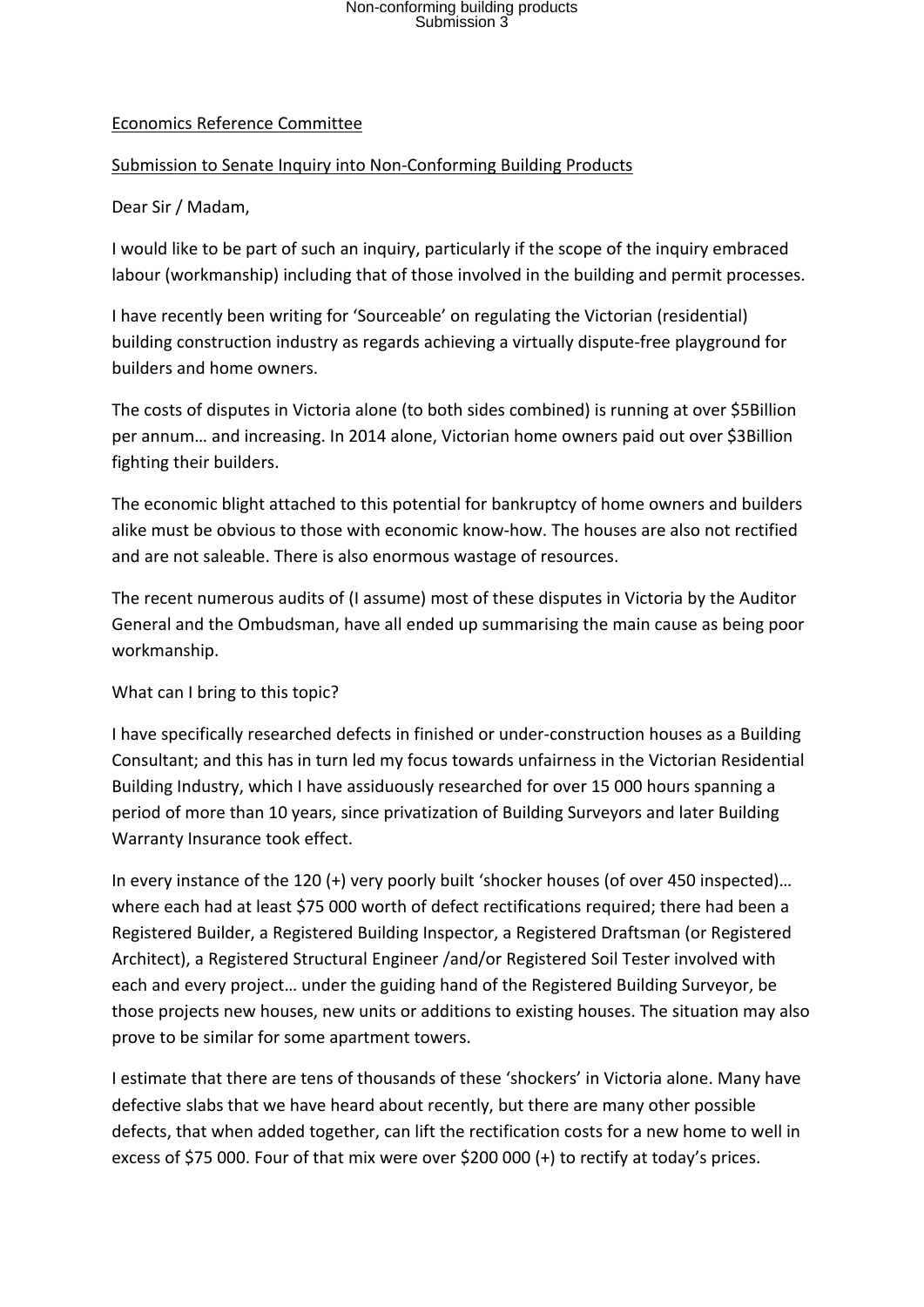Economics Reference Committee

Submission to Senate Inquiry into Non-Conforming Building Products

Dear Sir / Madam,

I would like to be part of such an inquiry, particularly if the scope of the inquiry embraced labour (workmanship) including that of those involved in the building and permit processes.

I have recently been writing for 'Sourceable' on regulating the Victorian (residential) building construction industry as regards achieving a virtually dispute-free playground for builders and home owners.

The costs of disputes in Victoria alone (to both sides combined) is running at over $5Billion per annum… and increasing. In 2014 alone, Victorian home owners paid out over $3Billion fighting their builders.

The economic blight attached to this potential for bankruptcy of home owners and builders alike must be obvious to those with economic know-how. The houses are also not rectified and are not saleable. There is also enormous wastage of resources.

The recent numerous audits of (I assume) most of these disputes in Victoria by the Auditor General and the Ombudsman, have all ended up summarising the main cause as being poor workmanship.

What can I bring to this topic?

I have specifically researched defects in finished or under-construction houses as a Building Consultant; and this has in turn led my focus towards unfairness in the Victorian Residential Building Industry, which I have assiduously researched for over 15 000 hours spanning a period of more than 10 years, since privatization of Building Surveyors and later Building Warranty Insurance took effect.

In every instance of the 120 (+) very poorly built 'shocker houses (of over 450 inspected)… where each had at least $75 000 worth of defect rectifications required; there had been a Registered Builder, a Registered Building Inspector, a Registered Draftsman (or Registered Architect), a Registered Structural Engineer /and/or Registered Soil Tester involved with each and every project… under the guiding hand of the Registered Building Surveyor, be those projects new houses, new units or additions to existing houses. The situation may also prove to be similar for some apartment towers.

I estimate that there are tens of thousands of these 'shockers' in Victoria alone. Many have defective slabs that we have heard about recently, but there are many other possible defects, that when added together, can lift the rectification costs for a new home to well in excess of $75 000. Four of that mix were over $200 000 (+) to rectify at today's prices.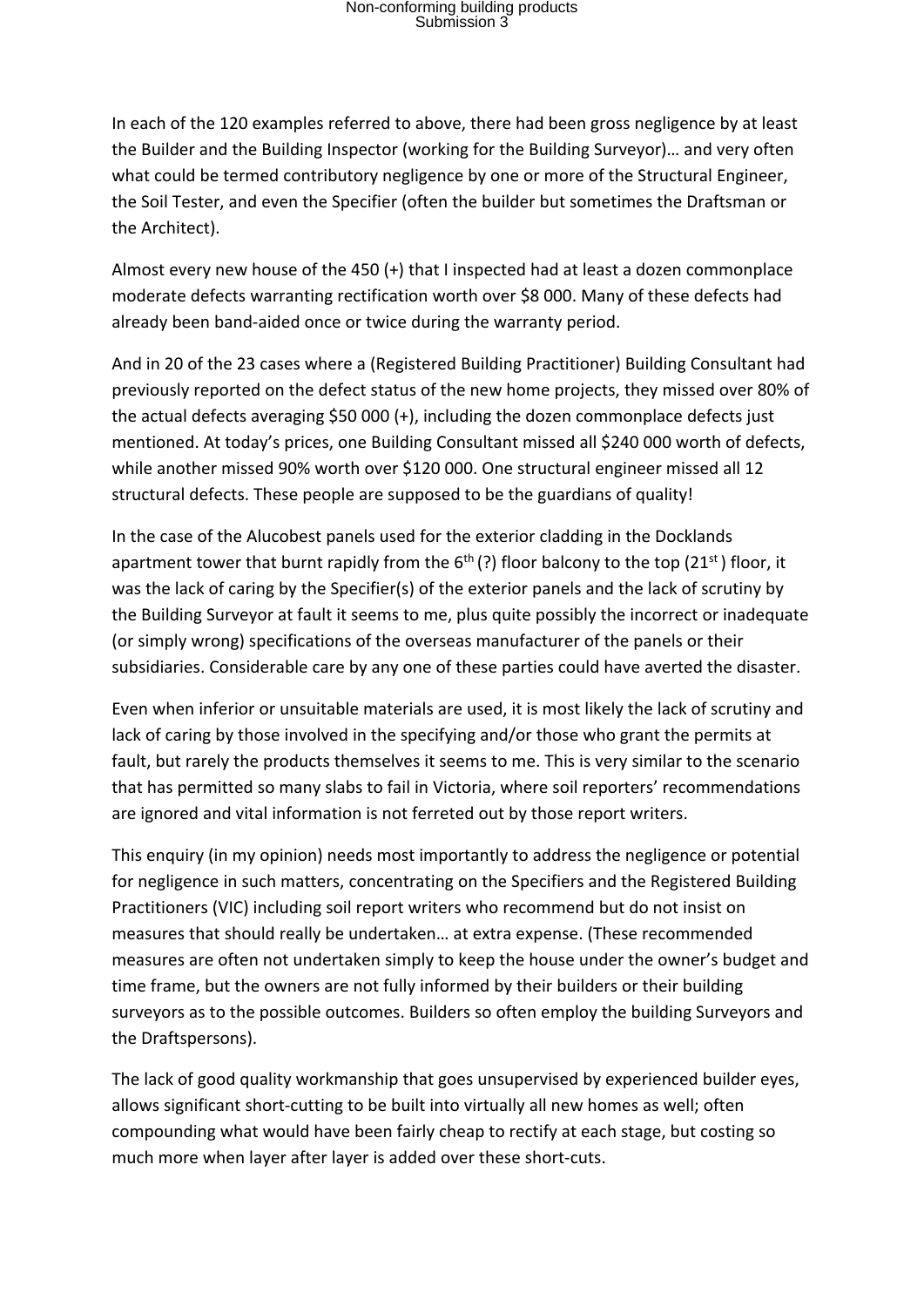In each of the 120 examples referred to above, there had been gross negligence by at least the Builder and the Building Inspector (working for the Building Surveyor)… and very often what could be termed contributory negligence by one or more of the Structural Engineer, the Soil Tester, and even the Specifier (often the builder but sometimes the Draftsman or the Architect).

Almost every new house of the 450 (+) that I inspected had at least a dozen commonplace moderate defects warranting rectification worth over $8 000. Many of these defects had already been band-aided once or twice during the warranty period.

And in 20 of the 23 cases where a (Registered Building Practitioner) Building Consultant had previously reported on the defect status of the new home projects, they missed over 80% of the actual defects averaging $50 000 (+), including the dozen commonplace defects just mentioned. At today's prices, one Building Consultant missed all $240 000 worth of defects, while another missed 90% worth over $120 000. One structural engineer missed all 12 structural defects. These people are supposed to be the guardians of quality!

In the case of the Alucobest panels used for the exterior cladding in the Docklands apartment tower that burnt rapidly from the 6th (?) floor balcony to the top (21st) floor, it was the lack of caring by the Specifier(s) of the exterior panels and the lack of scrutiny by the Building Surveyor at fault it seems to me, plus quite possibly the incorrect or inadequate (or simply wrong) specifications of the overseas manufacturer of the panels or their subsidiaries. Considerable care by any one of these parties could have averted the disaster.

Even when inferior or unsuitable materials are used, it is most likely the lack of scrutiny and lack of caring by those involved in the specifying and/or those who grant the permits at fault, but rarely the products themselves it seems to me. This is very similar to the scenario that has permitted so many slabs to fail in Victoria, where soil reporters' recommendations are ignored and vital information is not ferreted out by those report writers.

This enquiry (in my opinion) needs most importantly to address the negligence or potential for negligence in such matters, concentrating on the Specifiers and the Registered Building Practitioners (VIC) including soil report writers who recommend but do not insist on measures that should really be undertaken… at extra expense. (These recommended measures are often not undertaken simply to keep the house under the owner's budget and time frame, but the owners are not fully informed by their builders or their building surveyors as to the possible outcomes. Builders so often employ the building Surveyors and the Draftspersons).

The lack of good quality workmanship that goes unsupervised by experienced builder eyes, allows significant short-cutting to be built into virtually all new homes as well; often compounding what would have been fairly cheap to rectify at each stage, but costing so much more when layer after layer is added over these short-cuts.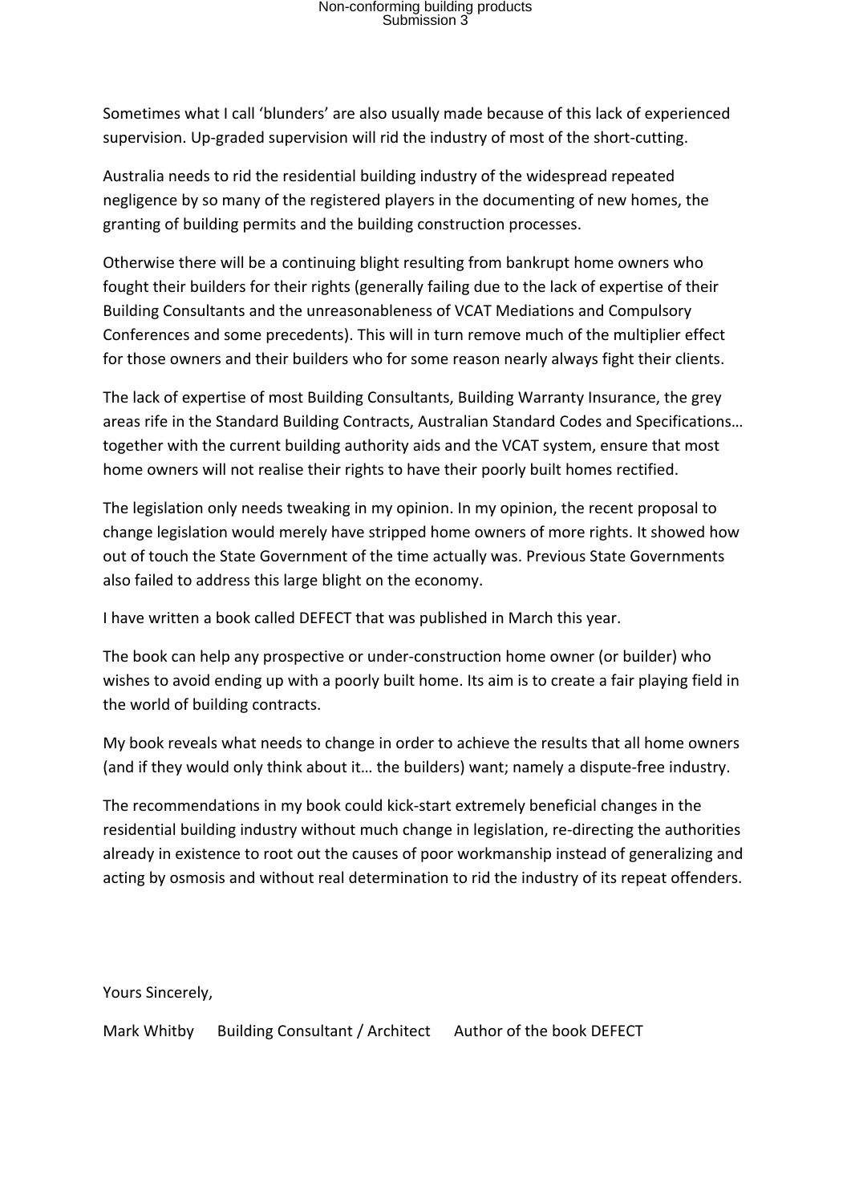Sometimes what I call 'blunders' are also usually made because of this lack of experienced supervision. Up-graded supervision will rid the industry of most of the short-cutting.

Australia needs to rid the residential building industry of the widespread repeated negligence by so many of the registered players in the documenting of new homes, the granting of building permits and the building construction processes.

Otherwise there will be a continuing blight resulting from bankrupt home owners who fought their builders for their rights (generally failing due to the lack of expertise of their Building Consultants and the unreasonableness of VCAT Mediations and Compulsory Conferences and some precedents). This will in turn remove much of the multiplier effect for those owners and their builders who for some reason nearly always fight their clients.

The lack of expertise of most Building Consultants, Building Warranty Insurance, the grey areas rife in the Standard Building Contracts, Australian Standard Codes and Specifications… together with the current building authority aids and the VCAT system, ensure that most home owners will not realise their rights to have their poorly built homes rectified.

The legislation only needs tweaking in my opinion. In my opinion, the recent proposal to change legislation would merely have stripped home owners of more rights. It showed how out of touch the State Government of the time actually was. Previous State Governments also failed to address this large blight on the economy.

I have written a book called DEFECT that was published in March this year.

The book can help any prospective or under-construction home owner (or builder) who wishes to avoid ending up with a poorly built home. Its aim is to create a fair playing field in the world of building contracts.

My book reveals what needs to change in order to achieve the results that all home owners (and if they would only think about it… the builders) want; namely a dispute-free industry.

The recommendations in my book could kick-start extremely beneficial changes in the residential building industry without much change in legislation, re-directing the authorities already in existence to root out the causes of poor workmanship instead of generalizing and acting by osmosis and without real determination to rid the industry of its repeat offenders.

Yours Sincerely,

Mark Whitby Building Consultant / Architect Author of the book DEFECT